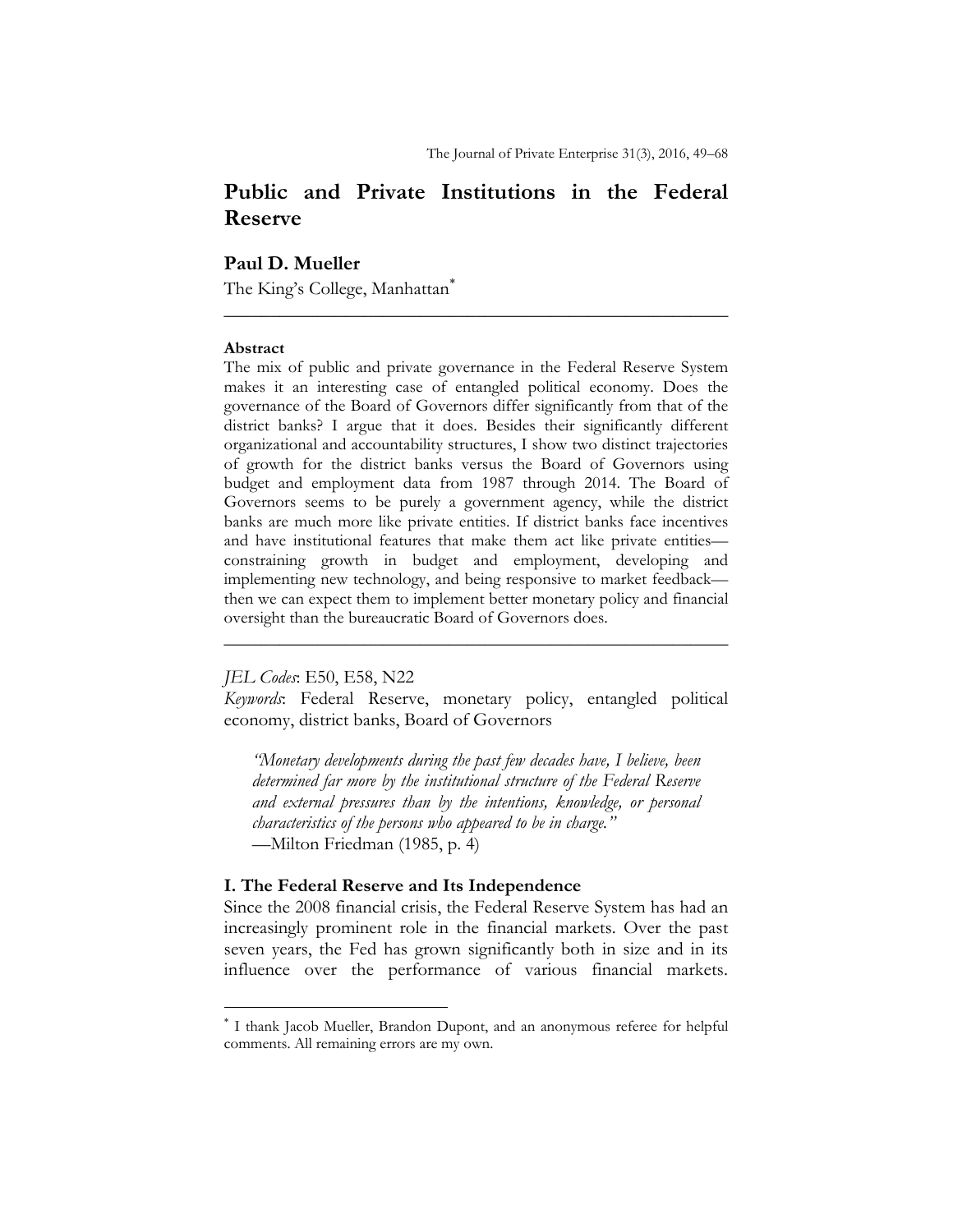# Public and Private Institutions in the Federal Reserve

**Paul D. Mueller**

The King's College, Manhattan*

---

**Abstract**

The mix of public and private governance in the Federal Reserve System makes it an interesting case of entangled political economy. Does the governance of the Board of Governors differ significantly from that of the district banks? I argue that it does. Besides their significantly different organizational and accountability structures, I show two distinct trajectories of growth for the district banks versus the Board of Governors using budget and employment data from 1987 through 2014. The Board of Governors seems to be purely a government agency, while the district banks are much more like private entities. If district banks face incentives and have institutional features that make them act like private entities—constraining growth in budget and employment, developing and implementing new technology, and being responsive to market feedback—then we can expect them to implement better monetary policy and financial oversight than the bureaucratic Board of Governors does.

---

*JEL Codes*: E50, E58, N22

*Keywords*: Federal Reserve, monetary policy, entangled political economy, district banks, Board of Governors

> *"Monetary developments during the past few decades have, I believe, been determined far more by the institutional structure of the Federal Reserve and external pressures than by the intentions, knowledge, or personal characteristics of the persons who appeared to be in charge."*
>
> —Milton Friedman (1985, p. 4)

## I. The Federal Reserve and Its Independence

Since the 2008 financial crisis, the Federal Reserve System has had an increasingly prominent role in the financial markets. Over the past seven years, the Fed has grown significantly both in size and in its influence over the performance of various financial markets.

---

* I thank Jacob Mueller, Brandon Dupont, and an anonymous referee for helpful comments. All remaining errors are my own.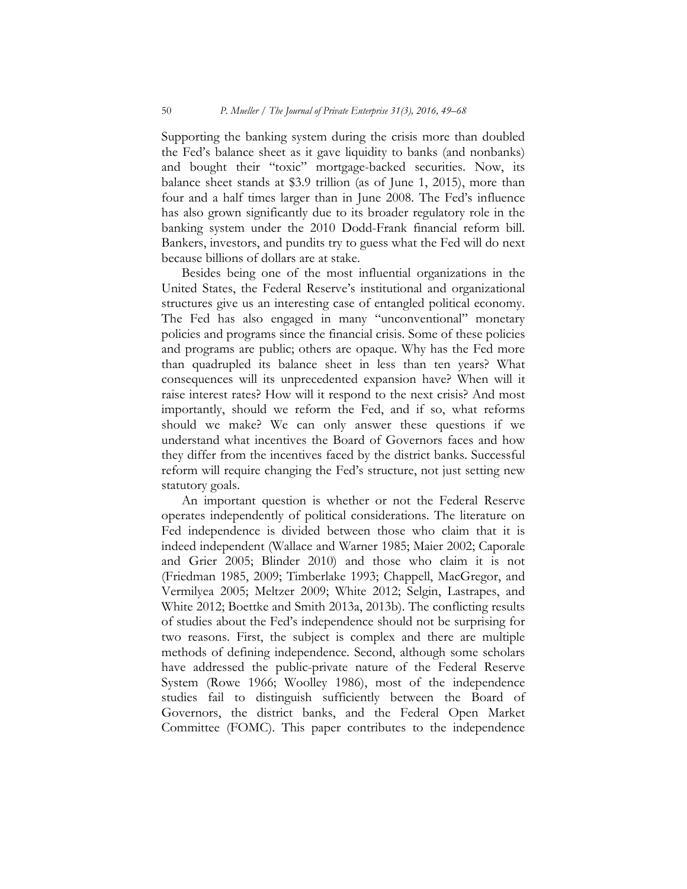Supporting the banking system during the crisis more than doubled the Fed's balance sheet as it gave liquidity to banks (and nonbanks) and bought their "toxic" mortgage-backed securities. Now, its balance sheet stands at $3.9 trillion (as of June 1, 2015), more than four and a half times larger than in June 2008. The Fed's influence has also grown significantly due to its broader regulatory role in the banking system under the 2010 Dodd-Frank financial reform bill. Bankers, investors, and pundits try to guess what the Fed will do next because billions of dollars are at stake.

Besides being one of the most influential organizations in the United States, the Federal Reserve's institutional and organizational structures give us an interesting case of entangled political economy. The Fed has also engaged in many "unconventional" monetary policies and programs since the financial crisis. Some of these policies and programs are public; others are opaque. Why has the Fed more than quadrupled its balance sheet in less than ten years? What consequences will its unprecedented expansion have? When will it raise interest rates? How will it respond to the next crisis? And most importantly, should we reform the Fed, and if so, what reforms should we make? We can only answer these questions if we understand what incentives the Board of Governors faces and how they differ from the incentives faced by the district banks. Successful reform will require changing the Fed's structure, not just setting new statutory goals.

An important question is whether or not the Federal Reserve operates independently of political considerations. The literature on Fed independence is divided between those who claim that it is indeed independent (Wallace and Warner 1985; Maier 2002; Caporale and Grier 2005; Blinder 2010) and those who claim it is not (Friedman 1985, 2009; Timberlake 1993; Chappell, MacGregor, and Vermilyea 2005; Meltzer 2009; White 2012; Selgin, Lastrapes, and White 2012; Boettke and Smith 2013a, 2013b). The conflicting results of studies about the Fed's independence should not be surprising for two reasons. First, the subject is complex and there are multiple methods of defining independence. Second, although some scholars have addressed the public-private nature of the Federal Reserve System (Rowe 1966; Woolley 1986), most of the independence studies fail to distinguish sufficiently between the Board of Governors, the district banks, and the Federal Open Market Committee (FOMC). This paper contributes to the independence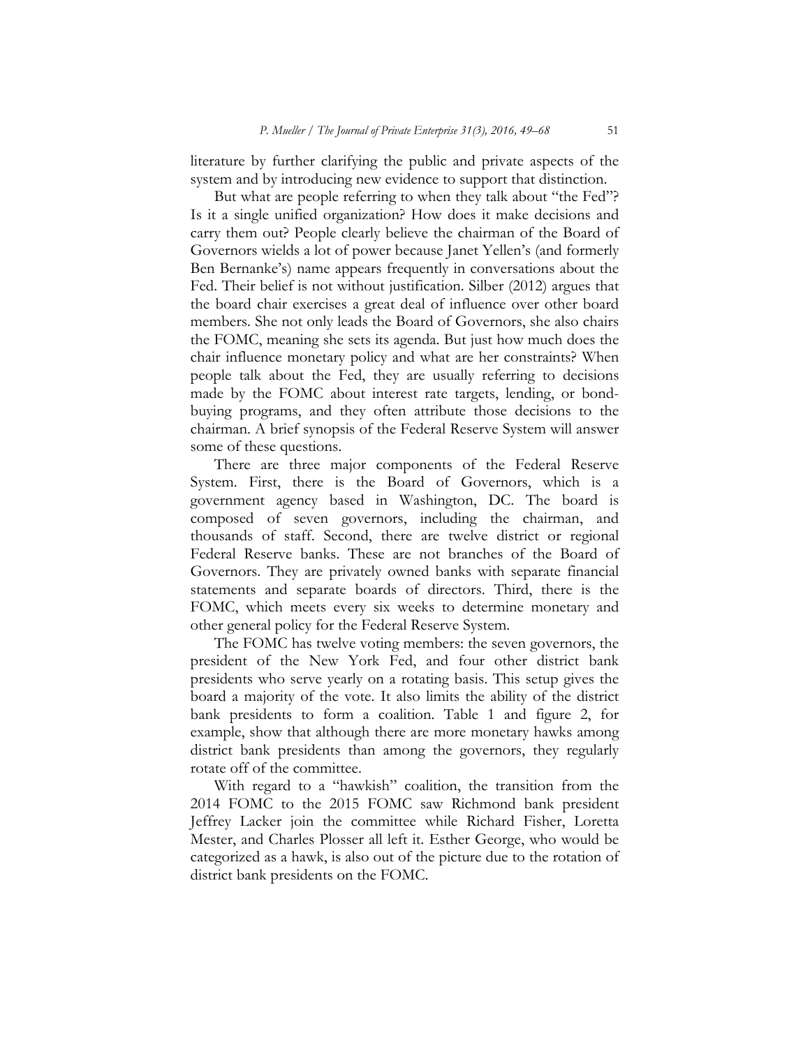literature by further clarifying the public and private aspects of the system and by introducing new evidence to support that distinction.

But what are people referring to when they talk about "the Fed"? Is it a single unified organization? How does it make decisions and carry them out? People clearly believe the chairman of the Board of Governors wields a lot of power because Janet Yellen's (and formerly Ben Bernanke's) name appears frequently in conversations about the Fed. Their belief is not without justification. Silber (2012) argues that the board chair exercises a great deal of influence over other board members. She not only leads the Board of Governors, she also chairs the FOMC, meaning she sets its agenda. But just how much does the chair influence monetary policy and what are her constraints? When people talk about the Fed, they are usually referring to decisions made by the FOMC about interest rate targets, lending, or bond-buying programs, and they often attribute those decisions to the chairman. A brief synopsis of the Federal Reserve System will answer some of these questions.

There are three major components of the Federal Reserve System. First, there is the Board of Governors, which is a government agency based in Washington, DC. The board is composed of seven governors, including the chairman, and thousands of staff. Second, there are twelve district or regional Federal Reserve banks. These are not branches of the Board of Governors. They are privately owned banks with separate financial statements and separate boards of directors. Third, there is the FOMC, which meets every six weeks to determine monetary and other general policy for the Federal Reserve System.

The FOMC has twelve voting members: the seven governors, the president of the New York Fed, and four other district bank presidents who serve yearly on a rotating basis. This setup gives the board a majority of the vote. It also limits the ability of the district bank presidents to form a coalition. Table 1 and figure 2, for example, show that although there are more monetary hawks among district bank presidents than among the governors, they regularly rotate off of the committee.

With regard to a "hawkish" coalition, the transition from the 2014 FOMC to the 2015 FOMC saw Richmond bank president Jeffrey Lacker join the committee while Richard Fisher, Loretta Mester, and Charles Plosser all left it. Esther George, who would be categorized as a hawk, is also out of the picture due to the rotation of district bank presidents on the FOMC.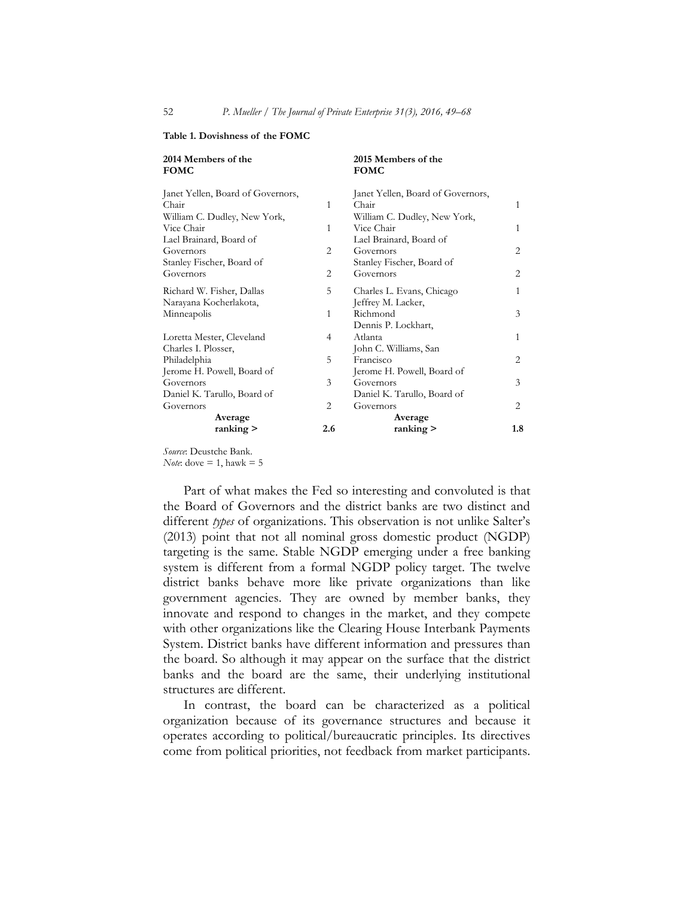**Table 1. Dovishness of the FOMC**

| 2014 Members of the FOMC | | 2015 Members of the FOMC | |
|---|---|---|---|
| Janet Yellen, Board of Governors, Chair | 1 | Janet Yellen, Board of Governors, Chair | 1 |
| William C. Dudley, New York, Vice Chair | 1 | William C. Dudley, New York, Vice Chair | 1 |
| Lael Brainard, Board of Governors | 2 | Lael Brainard, Board of Governors | 2 |
| Stanley Fischer, Board of Governors | 2 | Stanley Fischer, Board of Governors | 2 |
| Richard W. Fisher, Dallas | 5 | Charles L. Evans, Chicago | 1 |
| Narayana Kocherlakota, Minneapolis | 1 | Jeffrey M. Lacker, Richmond | 3 |
| Loretta Mester, Cleveland | 4 | Dennis P. Lockhart, Atlanta | 1 |
| Charles I. Plosser, Philadelphia | 5 | John C. Williams, San Francisco | 2 |
| Jerome H. Powell, Board of Governors | 3 | Jerome H. Powell, Board of Governors | 3 |
| Daniel K. Tarullo, Board of Governors | 2 | Daniel K. Tarullo, Board of Governors | 2 |
| **Average ranking >** | **2.6** | **Average ranking >** | **1.8** |

*Source*: Deustche Bank.
*Note*: dove = 1, hawk = 5

Part of what makes the Fed so interesting and convoluted is that the Board of Governors and the district banks are two distinct and different *types* of organizations. This observation is not unlike Salter's (2013) point that not all nominal gross domestic product (NGDP) targeting is the same. Stable NGDP emerging under a free banking system is different from a formal NGDP policy target. The twelve district banks behave more like private organizations than like government agencies. They are owned by member banks, they innovate and respond to changes in the market, and they compete with other organizations like the Clearing House Interbank Payments System. District banks have different information and pressures than the board. So although it may appear on the surface that the district banks and the board are the same, their underlying institutional structures are different.

In contrast, the board can be characterized as a political organization because of its governance structures and because it operates according to political/bureaucratic principles. Its directives come from political priorities, not feedback from market participants.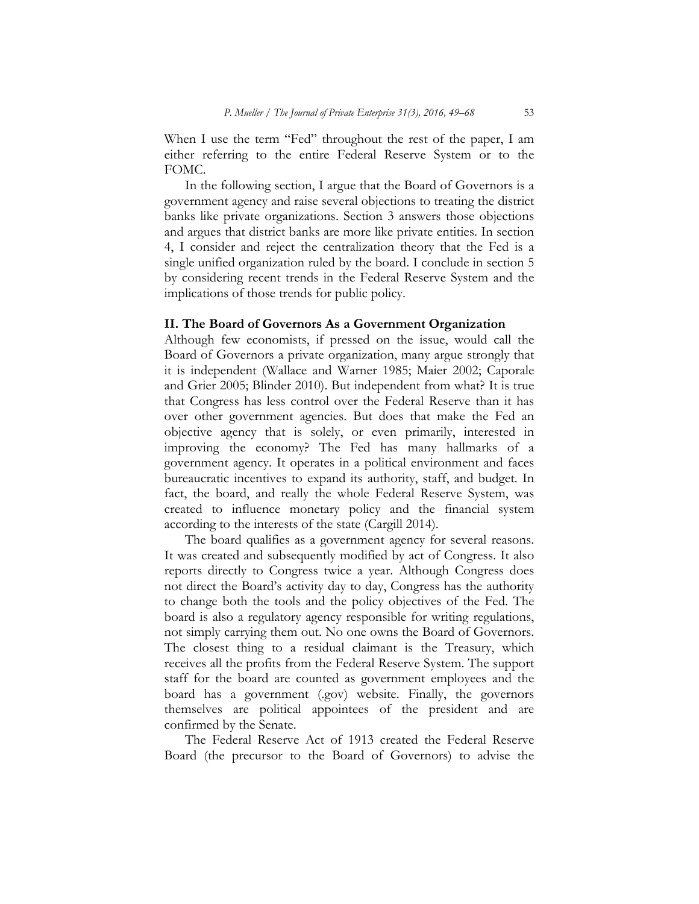When I use the term "Fed" throughout the rest of the paper, I am either referring to the entire Federal Reserve System or to the FOMC.

In the following section, I argue that the Board of Governors is a government agency and raise several objections to treating the district banks like private organizations. Section 3 answers those objections and argues that district banks are more like private entities. In section 4, I consider and reject the centralization theory that the Fed is a single unified organization ruled by the board. I conclude in section 5 by considering recent trends in the Federal Reserve System and the implications of those trends for public policy.

## II. The Board of Governors As a Government Organization

Although few economists, if pressed on the issue, would call the Board of Governors a private organization, many argue strongly that it is independent (Wallace and Warner 1985; Maier 2002; Caporale and Grier 2005; Blinder 2010). But independent from what? It is true that Congress has less control over the Federal Reserve than it has over other government agencies. But does that make the Fed an objective agency that is solely, or even primarily, interested in improving the economy? The Fed has many hallmarks of a government agency. It operates in a political environment and faces bureaucratic incentives to expand its authority, staff, and budget. In fact, the board, and really the whole Federal Reserve System, was created to influence monetary policy and the financial system according to the interests of the state (Cargill 2014).

The board qualifies as a government agency for several reasons. It was created and subsequently modified by act of Congress. It also reports directly to Congress twice a year. Although Congress does not direct the Board's activity day to day, Congress has the authority to change both the tools and the policy objectives of the Fed. The board is also a regulatory agency responsible for writing regulations, not simply carrying them out. No one owns the Board of Governors. The closest thing to a residual claimant is the Treasury, which receives all the profits from the Federal Reserve System. The support staff for the board are counted as government employees and the board has a government (.gov) website. Finally, the governors themselves are political appointees of the president and are confirmed by the Senate.

The Federal Reserve Act of 1913 created the Federal Reserve Board (the precursor to the Board of Governors) to advise the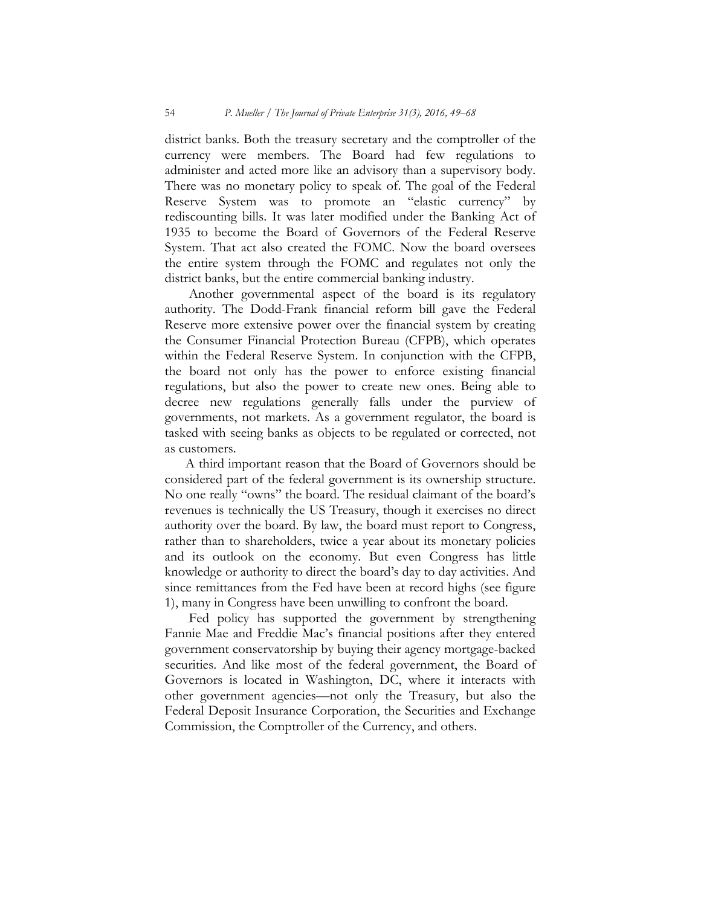district banks. Both the treasury secretary and the comptroller of the currency were members. The Board had few regulations to administer and acted more like an advisory than a supervisory body. There was no monetary policy to speak of. The goal of the Federal Reserve System was to promote an "elastic currency" by rediscounting bills. It was later modified under the Banking Act of 1935 to become the Board of Governors of the Federal Reserve System. That act also created the FOMC. Now the board oversees the entire system through the FOMC and regulates not only the district banks, but the entire commercial banking industry.

Another governmental aspect of the board is its regulatory authority. The Dodd-Frank financial reform bill gave the Federal Reserve more extensive power over the financial system by creating the Consumer Financial Protection Bureau (CFPB), which operates within the Federal Reserve System. In conjunction with the CFPB, the board not only has the power to enforce existing financial regulations, but also the power to create new ones. Being able to decree new regulations generally falls under the purview of governments, not markets. As a government regulator, the board is tasked with seeing banks as objects to be regulated or corrected, not as customers.

A third important reason that the Board of Governors should be considered part of the federal government is its ownership structure. No one really "owns" the board. The residual claimant of the board's revenues is technically the US Treasury, though it exercises no direct authority over the board. By law, the board must report to Congress, rather than to shareholders, twice a year about its monetary policies and its outlook on the economy. But even Congress has little knowledge or authority to direct the board's day to day activities. And since remittances from the Fed have been at record highs (see figure 1), many in Congress have been unwilling to confront the board.

Fed policy has supported the government by strengthening Fannie Mae and Freddie Mac's financial positions after they entered government conservatorship by buying their agency mortgage-backed securities. And like most of the federal government, the Board of Governors is located in Washington, DC, where it interacts with other government agencies—not only the Treasury, but also the Federal Deposit Insurance Corporation, the Securities and Exchange Commission, the Comptroller of the Currency, and others.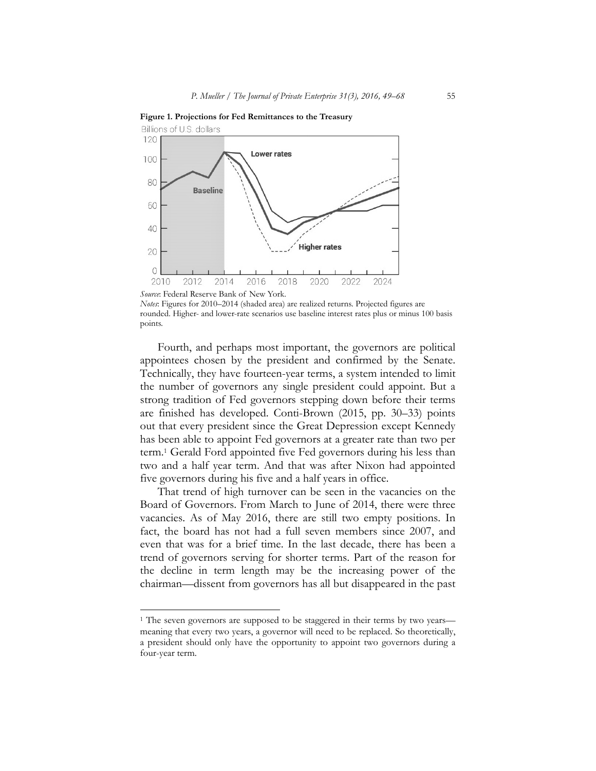**Figure 1. Projections for Fed Remittances to the Treasury**

*Source*: Federal Reserve Bank of New York.
*Notes*: Figures for 2010–2014 (shaded area) are realized returns. Projected figures are rounded. Higher- and lower-rate scenarios use baseline interest rates plus or minus 100 basis points.

Fourth, and perhaps most important, the governors are political appointees chosen by the president and confirmed by the Senate. Technically, they have fourteen-year terms, a system intended to limit the number of governors any single president could appoint. But a strong tradition of Fed governors stepping down before their terms are finished has developed. Conti-Brown (2015, pp. 30–33) points out that every president since the Great Depression except Kennedy has been able to appoint Fed governors at a greater rate than two per term.[1] Gerald Ford appointed five Fed governors during his less than two and a half year term. And that was after Nixon had appointed five governors during his five and a half years in office.

That trend of high turnover can be seen in the vacancies on the Board of Governors. From March to June of 2014, there were three vacancies. As of May 2016, there are still two empty positions. In fact, the board has not had a full seven members since 2007, and even that was for a brief time. In the last decade, there has been a trend of governors serving for shorter terms. Part of the reason for the decline in term length may be the increasing power of the chairman—dissent from governors has all but disappeared in the past

[1] The seven governors are supposed to be staggered in their terms by two years—meaning that every two years, a governor will need to be replaced. So theoretically, a president should only have the opportunity to appoint two governors during a four-year term.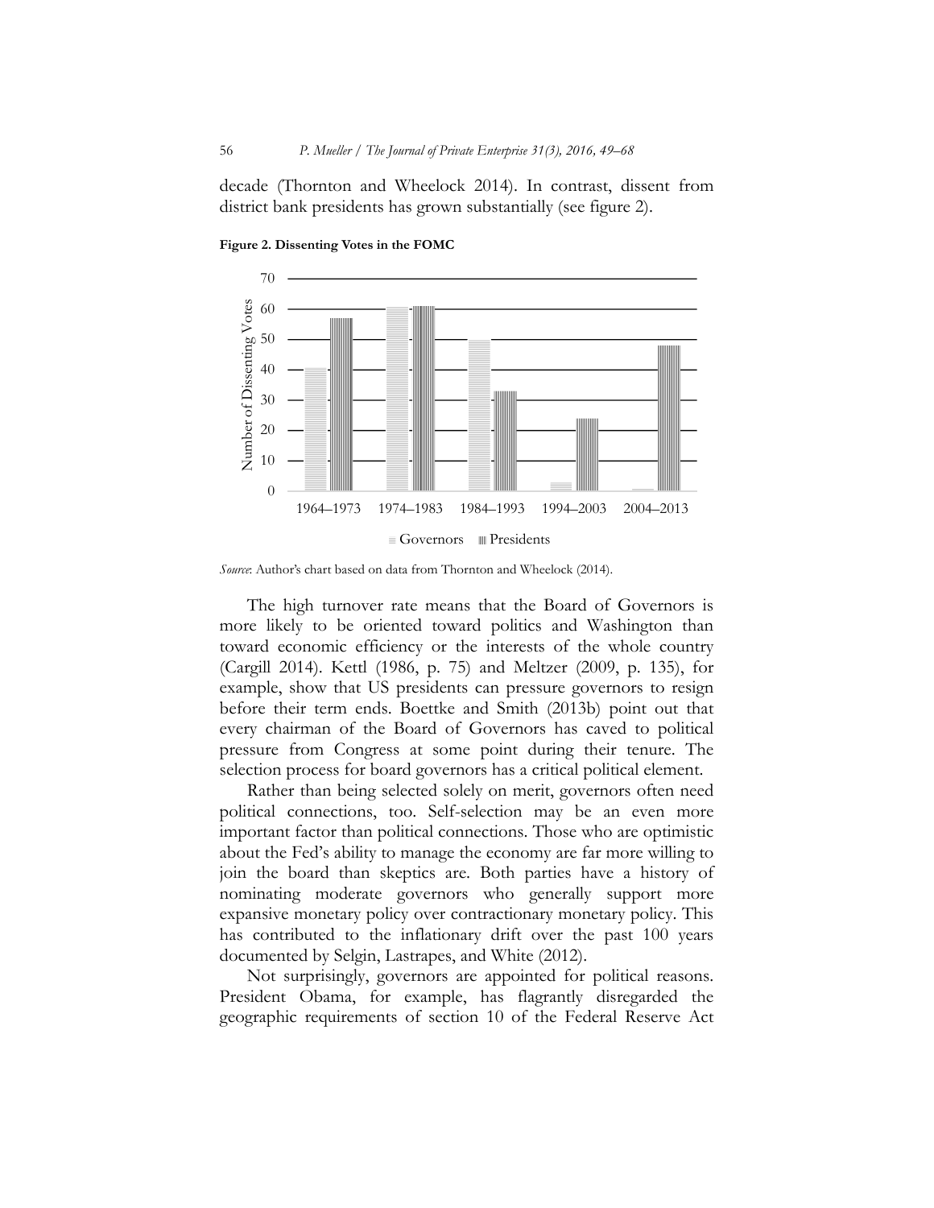decade (Thornton and Wheelock 2014). In contrast, dissent from district bank presidents has grown substantially (see figure 2).

**Figure 2. Dissenting Votes in the FOMC**

*Source*: Author's chart based on data from Thornton and Wheelock (2014).

The high turnover rate means that the Board of Governors is more likely to be oriented toward politics and Washington than toward economic efficiency or the interests of the whole country (Cargill 2014). Kettl (1986, p. 75) and Meltzer (2009, p. 135), for example, show that US presidents can pressure governors to resign before their term ends. Boettke and Smith (2013b) point out that every chairman of the Board of Governors has caved to political pressure from Congress at some point during their tenure. The selection process for board governors has a critical political element.

Rather than being selected solely on merit, governors often need political connections, too. Self-selection may be an even more important factor than political connections. Those who are optimistic about the Fed's ability to manage the economy are far more willing to join the board than skeptics are. Both parties have a history of nominating moderate governors who generally support more expansive monetary policy over contractionary monetary policy. This has contributed to the inflationary drift over the past 100 years documented by Selgin, Lastrapes, and White (2012).

Not surprisingly, governors are appointed for political reasons. President Obama, for example, has flagrantly disregarded the geographic requirements of section 10 of the Federal Reserve Act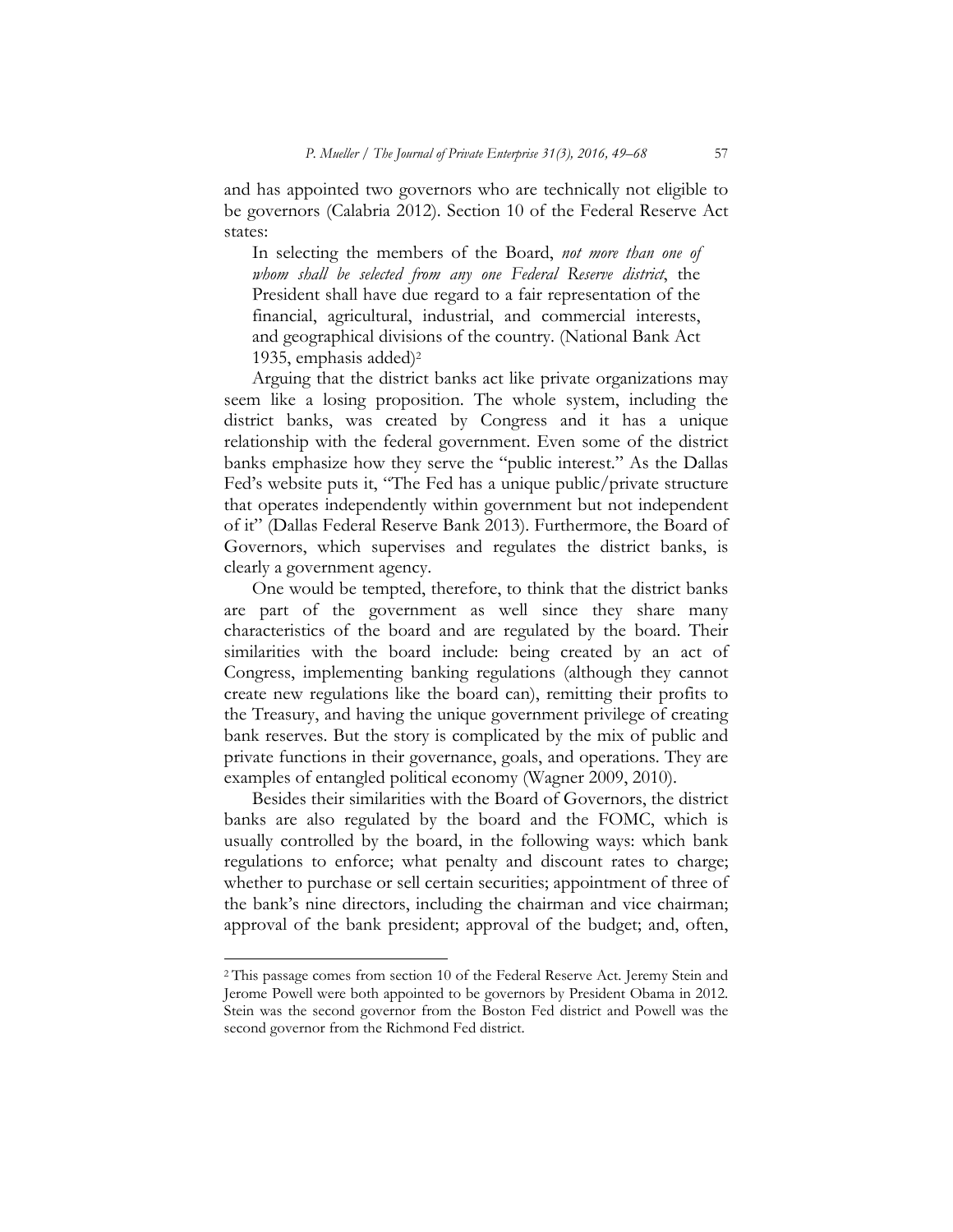and has appointed two governors who are technically not eligible to be governors (Calabria 2012). Section 10 of the Federal Reserve Act states:

> In selecting the members of the Board, *not more than one of whom shall be selected from any one Federal Reserve district*, the President shall have due regard to a fair representation of the financial, agricultural, industrial, and commercial interests, and geographical divisions of the country. (National Bank Act 1935, emphasis added)[2]

Arguing that the district banks act like private organizations may seem like a losing proposition. The whole system, including the district banks, was created by Congress and it has a unique relationship with the federal government. Even some of the district banks emphasize how they serve the "public interest." As the Dallas Fed's website puts it, "The Fed has a unique public/private structure that operates independently within government but not independent of it" (Dallas Federal Reserve Bank 2013). Furthermore, the Board of Governors, which supervises and regulates the district banks, is clearly a government agency.

One would be tempted, therefore, to think that the district banks are part of the government as well since they share many characteristics of the board and are regulated by the board. Their similarities with the board include: being created by an act of Congress, implementing banking regulations (although they cannot create new regulations like the board can), remitting their profits to the Treasury, and having the unique government privilege of creating bank reserves. But the story is complicated by the mix of public and private functions in their governance, goals, and operations. They are examples of entangled political economy (Wagner 2009, 2010).

Besides their similarities with the Board of Governors, the district banks are also regulated by the board and the FOMC, which is usually controlled by the board, in the following ways: which bank regulations to enforce; what penalty and discount rates to charge; whether to purchase or sell certain securities; appointment of three of the bank's nine directors, including the chairman and vice chairman; approval of the bank president; approval of the budget; and, often,

---

[2] This passage comes from section 10 of the Federal Reserve Act. Jeremy Stein and Jerome Powell were both appointed to be governors by President Obama in 2012. Stein was the second governor from the Boston Fed district and Powell was the second governor from the Richmond Fed district.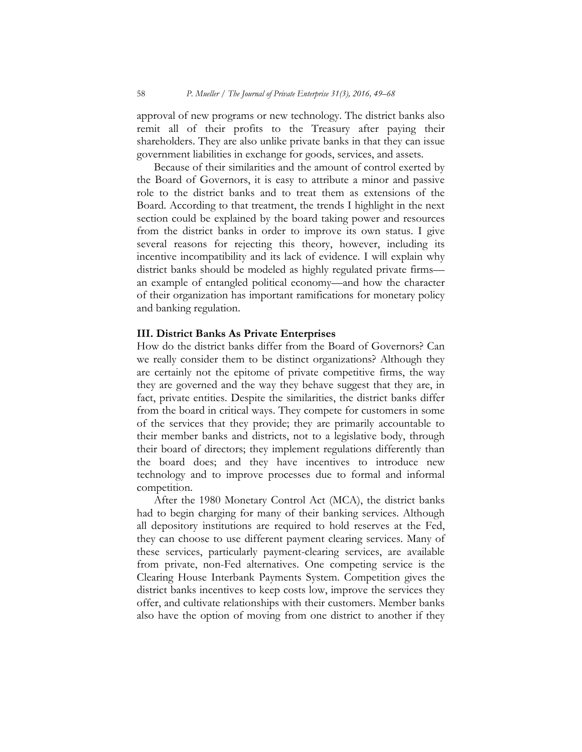approval of new programs or new technology. The district banks also remit all of their profits to the Treasury after paying their shareholders. They are also unlike private banks in that they can issue government liabilities in exchange for goods, services, and assets.

Because of their similarities and the amount of control exerted by the Board of Governors, it is easy to attribute a minor and passive role to the district banks and to treat them as extensions of the Board. According to that treatment, the trends I highlight in the next section could be explained by the board taking power and resources from the district banks in order to improve its own status. I give several reasons for rejecting this theory, however, including its incentive incompatibility and its lack of evidence. I will explain why district banks should be modeled as highly regulated private firms—an example of entangled political economy—and how the character of their organization has important ramifications for monetary policy and banking regulation.

## III. District Banks As Private Enterprises

How do the district banks differ from the Board of Governors? Can we really consider them to be distinct organizations? Although they are certainly not the epitome of private competitive firms, the way they are governed and the way they behave suggest that they are, in fact, private entities. Despite the similarities, the district banks differ from the board in critical ways. They compete for customers in some of the services that they provide; they are primarily accountable to their member banks and districts, not to a legislative body, through their board of directors; they implement regulations differently than the board does; and they have incentives to introduce new technology and to improve processes due to formal and informal competition.

After the 1980 Monetary Control Act (MCA), the district banks had to begin charging for many of their banking services. Although all depository institutions are required to hold reserves at the Fed, they can choose to use different payment clearing services. Many of these services, particularly payment-clearing services, are available from private, non-Fed alternatives. One competing service is the Clearing House Interbank Payments System. Competition gives the district banks incentives to keep costs low, improve the services they offer, and cultivate relationships with their customers. Member banks also have the option of moving from one district to another if they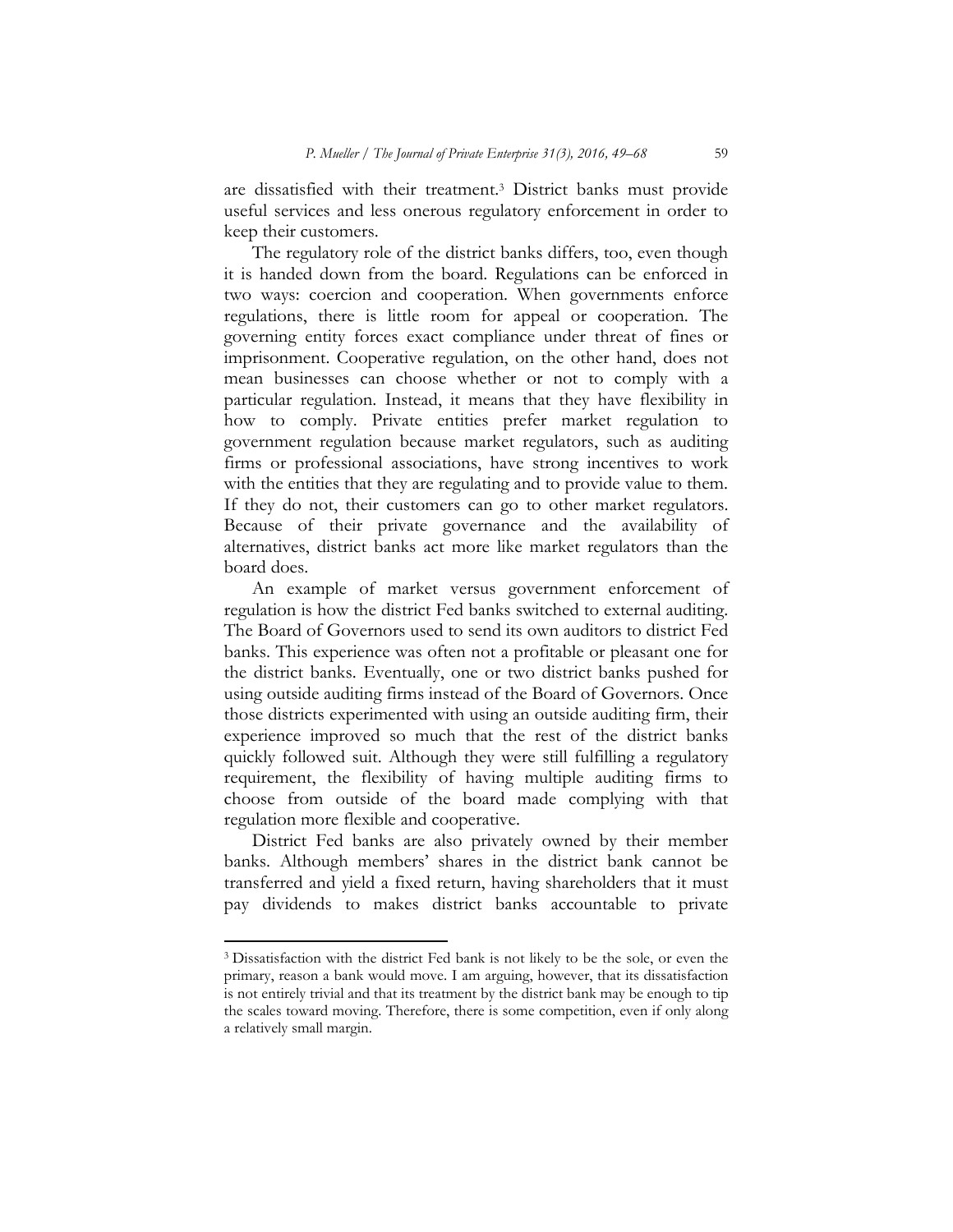are dissatisfied with their treatment.[3] District banks must provide useful services and less onerous regulatory enforcement in order to keep their customers.

The regulatory role of the district banks differs, too, even though it is handed down from the board. Regulations can be enforced in two ways: coercion and cooperation. When governments enforce regulations, there is little room for appeal or cooperation. The governing entity forces exact compliance under threat of fines or imprisonment. Cooperative regulation, on the other hand, does not mean businesses can choose whether or not to comply with a particular regulation. Instead, it means that they have flexibility in how to comply. Private entities prefer market regulation to government regulation because market regulators, such as auditing firms or professional associations, have strong incentives to work with the entities that they are regulating and to provide value to them. If they do not, their customers can go to other market regulators. Because of their private governance and the availability of alternatives, district banks act more like market regulators than the board does.

An example of market versus government enforcement of regulation is how the district Fed banks switched to external auditing. The Board of Governors used to send its own auditors to district Fed banks. This experience was often not a profitable or pleasant one for the district banks. Eventually, one or two district banks pushed for using outside auditing firms instead of the Board of Governors. Once those districts experimented with using an outside auditing firm, their experience improved so much that the rest of the district banks quickly followed suit. Although they were still fulfilling a regulatory requirement, the flexibility of having multiple auditing firms to choose from outside of the board made complying with that regulation more flexible and cooperative.

District Fed banks are also privately owned by their member banks. Although members' shares in the district bank cannot be transferred and yield a fixed return, having shareholders that it must pay dividends to makes district banks accountable to private

---

[3] Dissatisfaction with the district Fed bank is not likely to be the sole, or even the primary, reason a bank would move. I am arguing, however, that its dissatisfaction is not entirely trivial and that its treatment by the district bank may be enough to tip the scales toward moving. Therefore, there is some competition, even if only along a relatively small margin.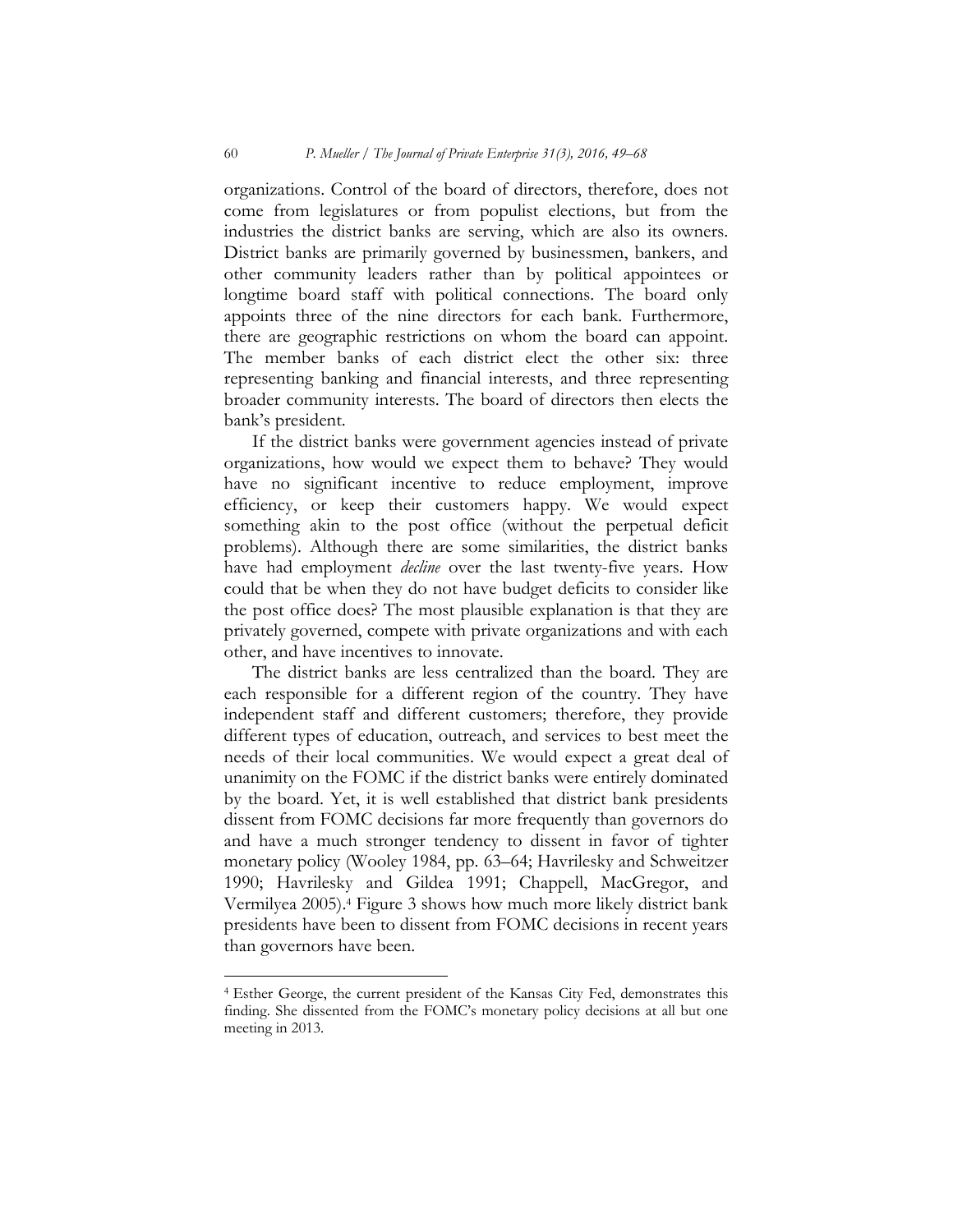organizations. Control of the board of directors, therefore, does not come from legislatures or from populist elections, but from the industries the district banks are serving, which are also its owners. District banks are primarily governed by businessmen, bankers, and other community leaders rather than by political appointees or longtime board staff with political connections. The board only appoints three of the nine directors for each bank. Furthermore, there are geographic restrictions on whom the board can appoint. The member banks of each district elect the other six: three representing banking and financial interests, and three representing broader community interests. The board of directors then elects the bank's president.

If the district banks were government agencies instead of private organizations, how would we expect them to behave? They would have no significant incentive to reduce employment, improve efficiency, or keep their customers happy. We would expect something akin to the post office (without the perpetual deficit problems). Although there are some similarities, the district banks have had employment *decline* over the last twenty-five years. How could that be when they do not have budget deficits to consider like the post office does? The most plausible explanation is that they are privately governed, compete with private organizations and with each other, and have incentives to innovate.

The district banks are less centralized than the board. They are each responsible for a different region of the country. They have independent staff and different customers; therefore, they provide different types of education, outreach, and services to best meet the needs of their local communities. We would expect a great deal of unanimity on the FOMC if the district banks were entirely dominated by the board. Yet, it is well established that district bank presidents dissent from FOMC decisions far more frequently than governors do and have a much stronger tendency to dissent in favor of tighter monetary policy (Wooley 1984, pp. 63–64; Havrilesky and Schweitzer 1990; Havrilesky and Gildea 1991; Chappell, MacGregor, and Vermilyea 2005).[4] Figure 3 shows how much more likely district bank presidents have been to dissent from FOMC decisions in recent years than governors have been.

[4] Esther George, the current president of the Kansas City Fed, demonstrates this finding. She dissented from the FOMC's monetary policy decisions at all but one meeting in 2013.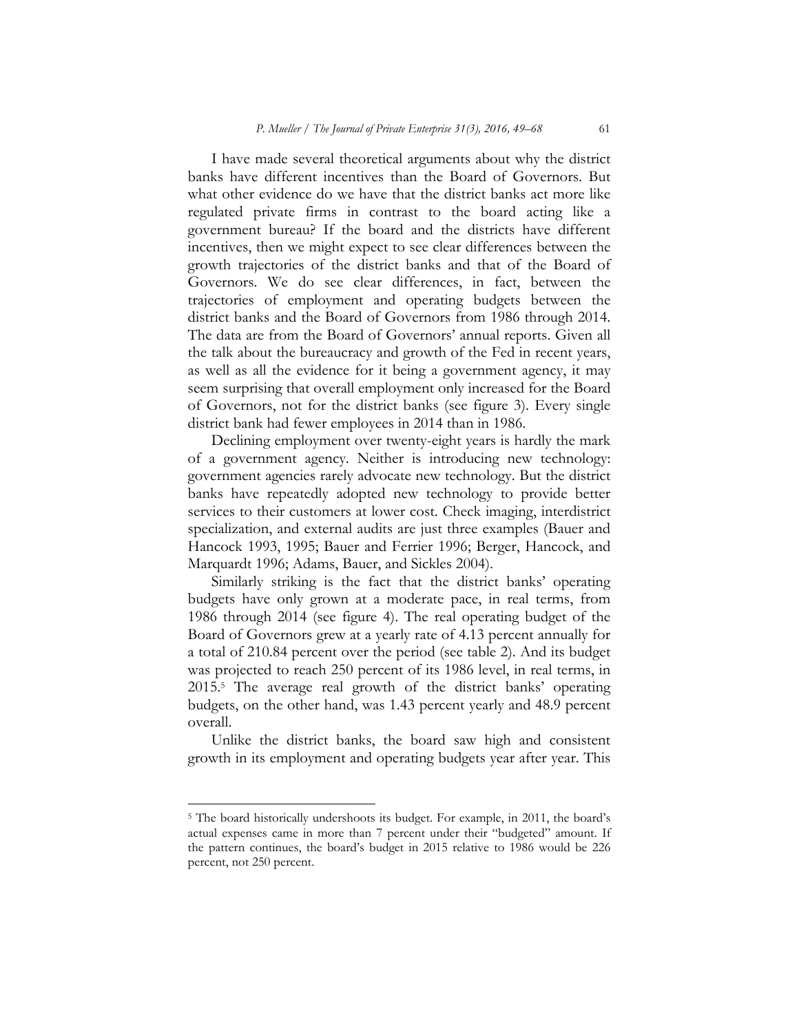I have made several theoretical arguments about why the district banks have different incentives than the Board of Governors. But what other evidence do we have that the district banks act more like regulated private firms in contrast to the board acting like a government bureau? If the board and the districts have different incentives, then we might expect to see clear differences between the growth trajectories of the district banks and that of the Board of Governors. We do see clear differences, in fact, between the trajectories of employment and operating budgets between the district banks and the Board of Governors from 1986 through 2014. The data are from the Board of Governors' annual reports. Given all the talk about the bureaucracy and growth of the Fed in recent years, as well as all the evidence for it being a government agency, it may seem surprising that overall employment only increased for the Board of Governors, not for the district banks (see figure 3). Every single district bank had fewer employees in 2014 than in 1986.

Declining employment over twenty-eight years is hardly the mark of a government agency. Neither is introducing new technology: government agencies rarely advocate new technology. But the district banks have repeatedly adopted new technology to provide better services to their customers at lower cost. Check imaging, interdistrict specialization, and external audits are just three examples (Bauer and Hancock 1993, 1995; Bauer and Ferrier 1996; Berger, Hancock, and Marquardt 1996; Adams, Bauer, and Sickles 2004).

Similarly striking is the fact that the district banks' operating budgets have only grown at a moderate pace, in real terms, from 1986 through 2014 (see figure 4). The real operating budget of the Board of Governors grew at a yearly rate of 4.13 percent annually for a total of 210.84 percent over the period (see table 2). And its budget was projected to reach 250 percent of its 1986 level, in real terms, in 2015.[5] The average real growth of the district banks' operating budgets, on the other hand, was 1.43 percent yearly and 48.9 percent overall.

Unlike the district banks, the board saw high and consistent growth in its employment and operating budgets year after year. This

---

[5] The board historically undershoots its budget. For example, in 2011, the board's actual expenses came in more than 7 percent under their "budgeted" amount. If the pattern continues, the board's budget in 2015 relative to 1986 would be 226 percent, not 250 percent.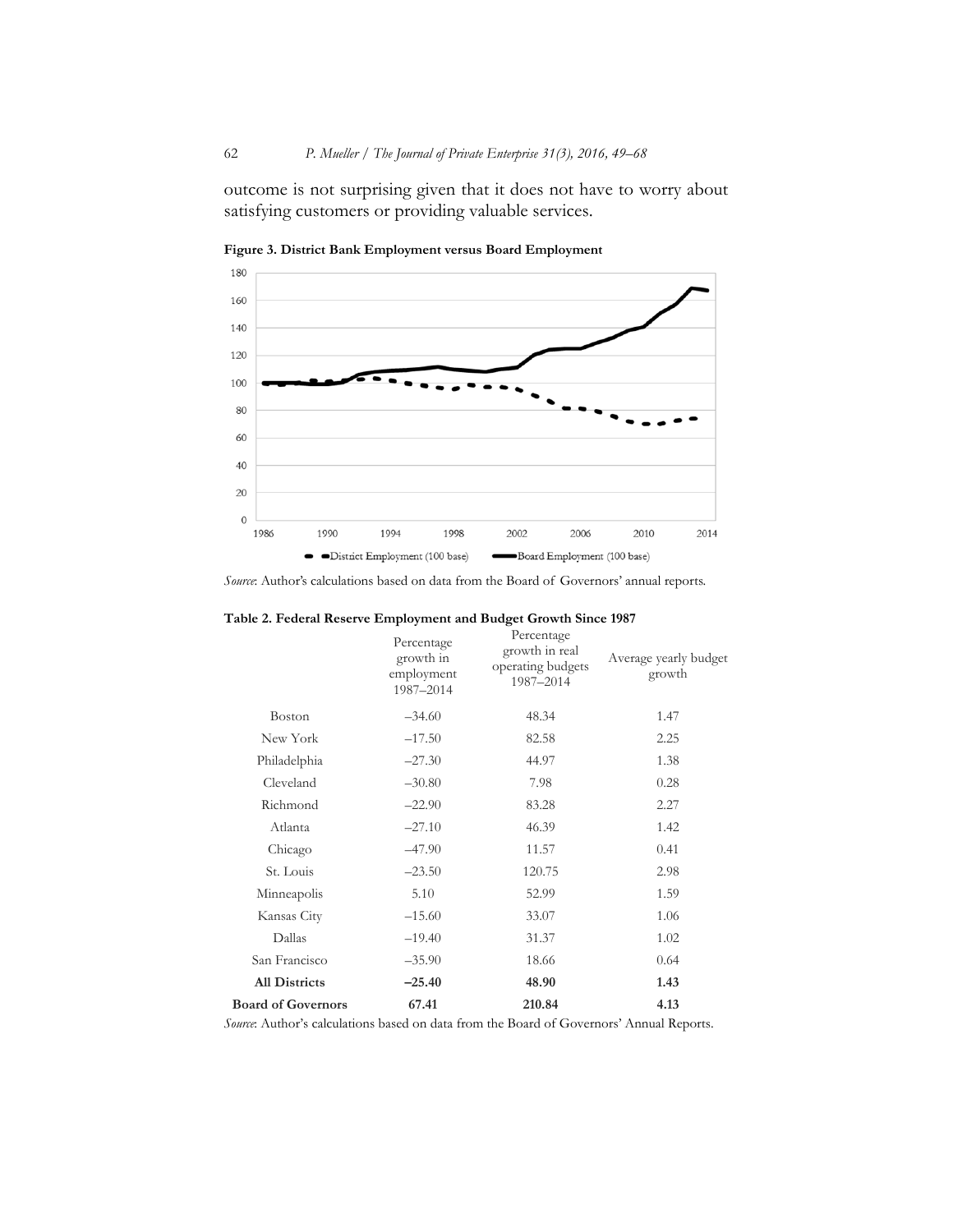outcome is not surprising given that it does not have to worry about satisfying customers or providing valuable services.

**Figure 3. District Bank Employment versus Board Employment**

*Source*: Author's calculations based on data from the Board of Governors' annual reports.

**Table 2. Federal Reserve Employment and Budget Growth Since 1987**

| | Percentage growth in employment 1987–2014 | Percentage growth in real operating budgets 1987–2014 | Average yearly budget growth |
|---|---|---|---|
| Boston | –34.60 | 48.34 | 1.47 |
| New York | –17.50 | 82.58 | 2.25 |
| Philadelphia | –27.30 | 44.97 | 1.38 |
| Cleveland | –30.80 | 7.98 | 0.28 |
| Richmond | –22.90 | 83.28 | 2.27 |
| Atlanta | –27.10 | 46.39 | 1.42 |
| Chicago | –47.90 | 11.57 | 0.41 |
| St. Louis | –23.50 | 120.75 | 2.98 |
| Minneapolis | 5.10 | 52.99 | 1.59 |
| Kansas City | –15.60 | 33.07 | 1.06 |
| Dallas | –19.40 | 31.37 | 1.02 |
| San Francisco | –35.90 | 18.66 | 0.64 |
| **All Districts** | **–25.40** | **48.90** | **1.43** |
| **Board of Governors** | **67.41** | **210.84** | **4.13** |

*Source*: Author's calculations based on data from the Board of Governors' Annual Reports.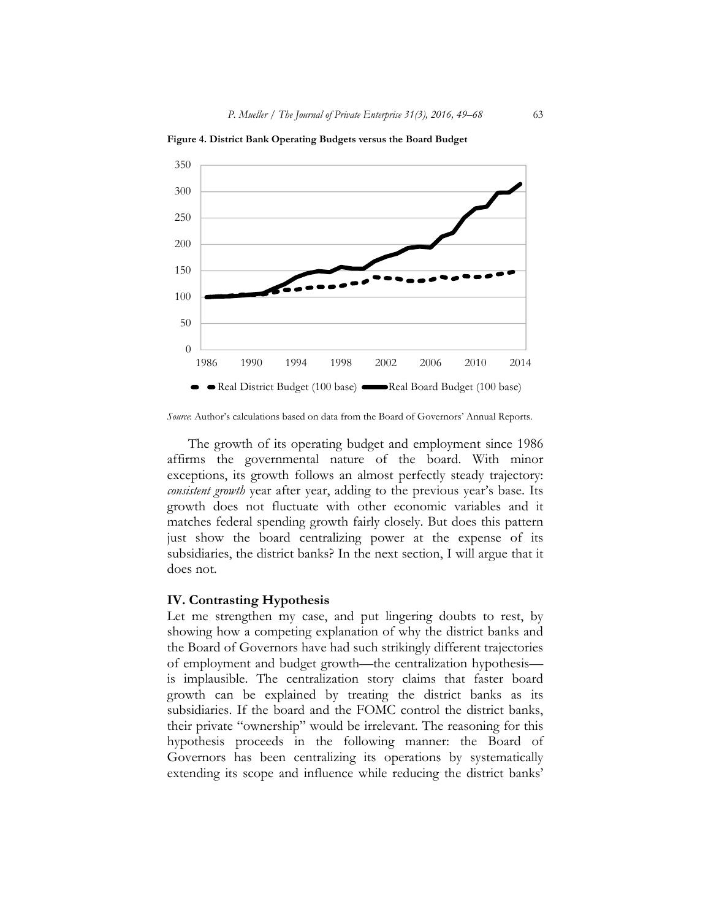**Figure 4. District Bank Operating Budgets versus the Board Budget**

*Source*: Author's calculations based on data from the Board of Governors' Annual Reports.

The growth of its operating budget and employment since 1986 affirms the governmental nature of the board. With minor exceptions, its growth follows an almost perfectly steady trajectory: *consistent growth* year after year, adding to the previous year's base. Its growth does not fluctuate with other economic variables and it matches federal spending growth fairly closely. But does this pattern just show the board centralizing power at the expense of its subsidiaries, the district banks? In the next section, I will argue that it does not.

## IV. Contrasting Hypothesis

Let me strengthen my case, and put lingering doubts to rest, by showing how a competing explanation of why the district banks and the Board of Governors have had such strikingly different trajectories of employment and budget growth—the centralization hypothesis—is implausible. The centralization story claims that faster board growth can be explained by treating the district banks as its subsidiaries. If the board and the FOMC control the district banks, their private "ownership" would be irrelevant. The reasoning for this hypothesis proceeds in the following manner: the Board of Governors has been centralizing its operations by systematically extending its scope and influence while reducing the district banks'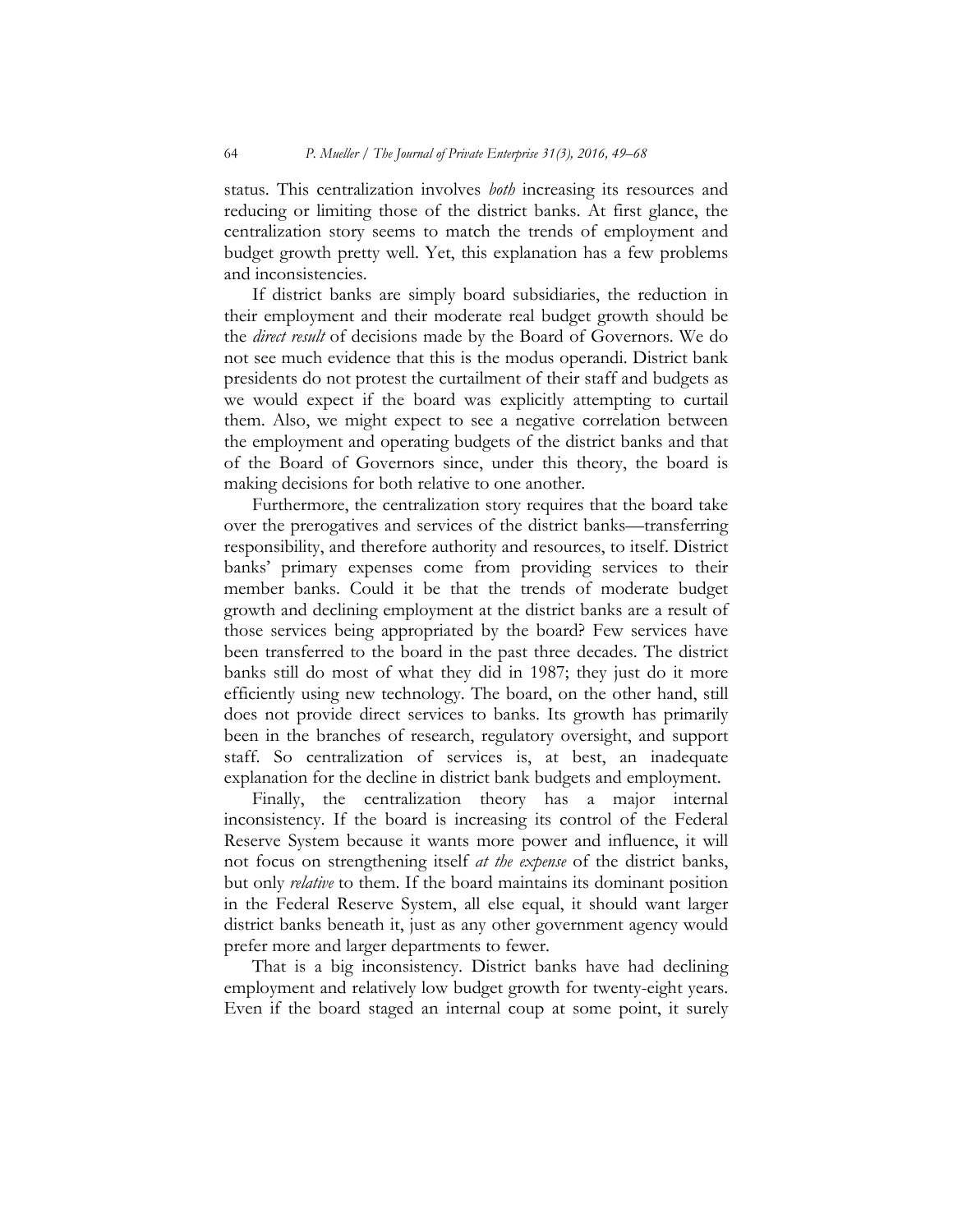status. This centralization involves *both* increasing its resources and reducing or limiting those of the district banks. At first glance, the centralization story seems to match the trends of employment and budget growth pretty well. Yet, this explanation has a few problems and inconsistencies.

If district banks are simply board subsidiaries, the reduction in their employment and their moderate real budget growth should be the *direct result* of decisions made by the Board of Governors. We do not see much evidence that this is the modus operandi. District bank presidents do not protest the curtailment of their staff and budgets as we would expect if the board was explicitly attempting to curtail them. Also, we might expect to see a negative correlation between the employment and operating budgets of the district banks and that of the Board of Governors since, under this theory, the board is making decisions for both relative to one another.

Furthermore, the centralization story requires that the board take over the prerogatives and services of the district banks—transferring responsibility, and therefore authority and resources, to itself. District banks' primary expenses come from providing services to their member banks. Could it be that the trends of moderate budget growth and declining employment at the district banks are a result of those services being appropriated by the board? Few services have been transferred to the board in the past three decades. The district banks still do most of what they did in 1987; they just do it more efficiently using new technology. The board, on the other hand, still does not provide direct services to banks. Its growth has primarily been in the branches of research, regulatory oversight, and support staff. So centralization of services is, at best, an inadequate explanation for the decline in district bank budgets and employment.

Finally, the centralization theory has a major internal inconsistency. If the board is increasing its control of the Federal Reserve System because it wants more power and influence, it will not focus on strengthening itself *at the expense* of the district banks, but only *relative* to them. If the board maintains its dominant position in the Federal Reserve System, all else equal, it should want larger district banks beneath it, just as any other government agency would prefer more and larger departments to fewer.

That is a big inconsistency. District banks have had declining employment and relatively low budget growth for twenty-eight years. Even if the board staged an internal coup at some point, it surely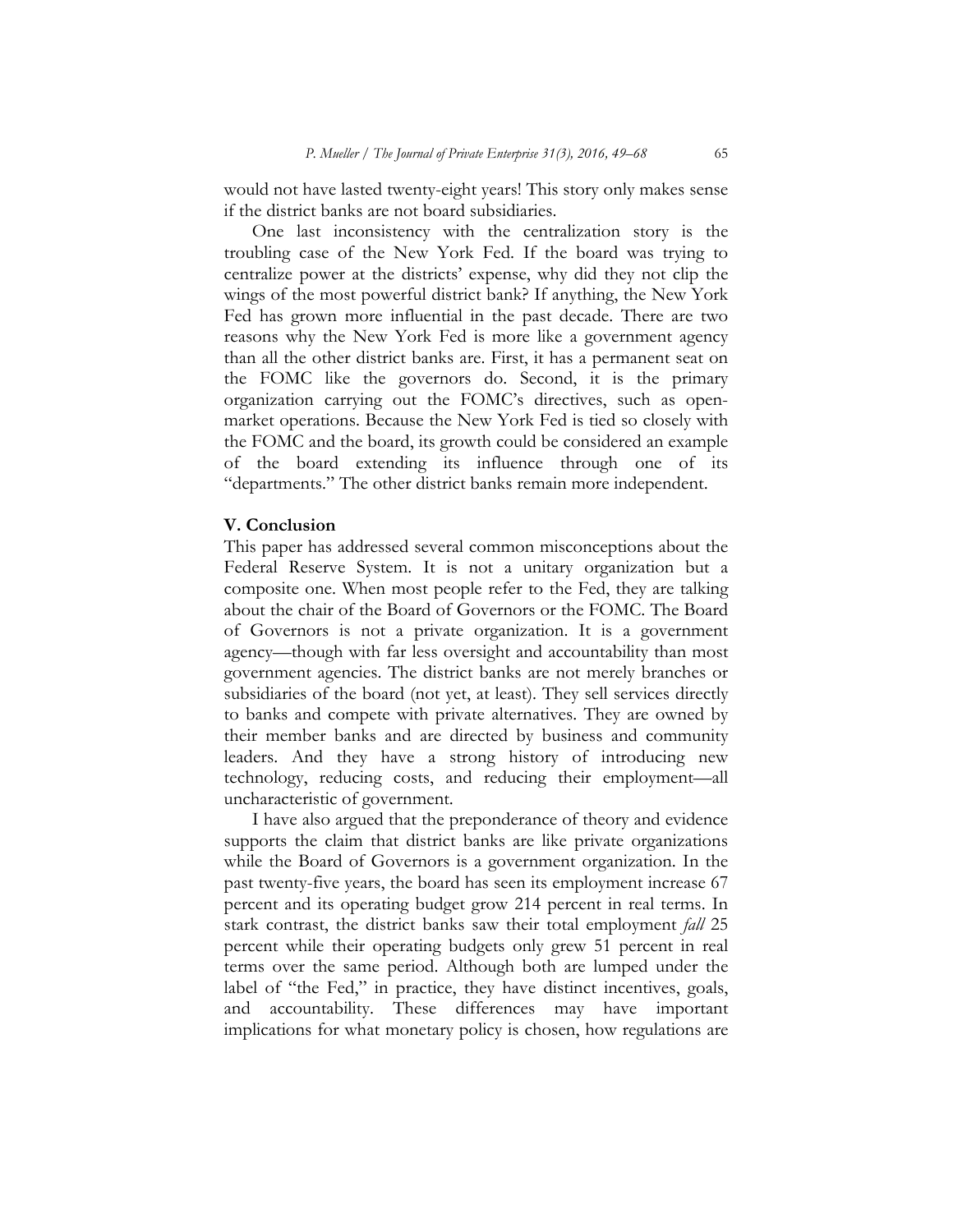would not have lasted twenty-eight years! This story only makes sense if the district banks are not board subsidiaries.

One last inconsistency with the centralization story is the troubling case of the New York Fed. If the board was trying to centralize power at the districts' expense, why did they not clip the wings of the most powerful district bank? If anything, the New York Fed has grown more influential in the past decade. There are two reasons why the New York Fed is more like a government agency than all the other district banks are. First, it has a permanent seat on the FOMC like the governors do. Second, it is the primary organization carrying out the FOMC's directives, such as open-market operations. Because the New York Fed is tied so closely with the FOMC and the board, its growth could be considered an example of the board extending its influence through one of its "departments." The other district banks remain more independent.

## V. Conclusion

This paper has addressed several common misconceptions about the Federal Reserve System. It is not a unitary organization but a composite one. When most people refer to the Fed, they are talking about the chair of the Board of Governors or the FOMC. The Board of Governors is not a private organization. It is a government agency—though with far less oversight and accountability than most government agencies. The district banks are not merely branches or subsidiaries of the board (not yet, at least). They sell services directly to banks and compete with private alternatives. They are owned by their member banks and are directed by business and community leaders. And they have a strong history of introducing new technology, reducing costs, and reducing their employment—all uncharacteristic of government.

I have also argued that the preponderance of theory and evidence supports the claim that district banks are like private organizations while the Board of Governors is a government organization. In the past twenty-five years, the board has seen its employment increase 67 percent and its operating budget grow 214 percent in real terms. In stark contrast, the district banks saw their total employment *fall* 25 percent while their operating budgets only grew 51 percent in real terms over the same period. Although both are lumped under the label of "the Fed," in practice, they have distinct incentives, goals, and accountability. These differences may have important implications for what monetary policy is chosen, how regulations are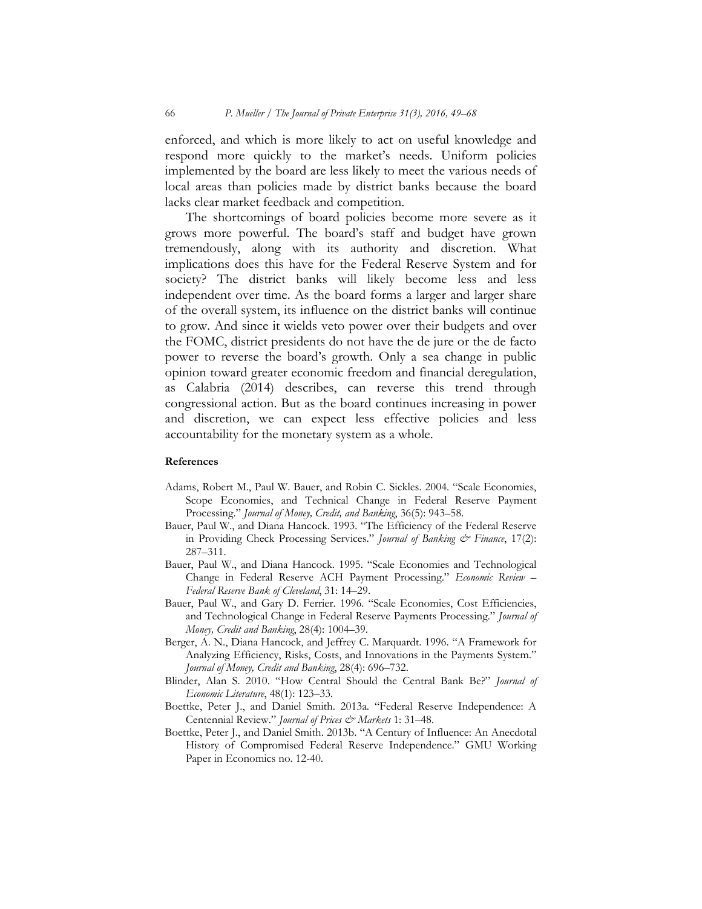enforced, and which is more likely to act on useful knowledge and respond more quickly to the market's needs. Uniform policies implemented by the board are less likely to meet the various needs of local areas than policies made by district banks because the board lacks clear market feedback and competition.

The shortcomings of board policies become more severe as it grows more powerful. The board's staff and budget have grown tremendously, along with its authority and discretion. What implications does this have for the Federal Reserve System and for society? The district banks will likely become less and less independent over time. As the board forms a larger and larger share of the overall system, its influence on the district banks will continue to grow. And since it wields veto power over their budgets and over the FOMC, district presidents do not have the de jure or the de facto power to reverse the board's growth. Only a sea change in public opinion toward greater economic freedom and financial deregulation, as Calabria (2014) describes, can reverse this trend through congressional action. But as the board continues increasing in power and discretion, we can expect less effective policies and less accountability for the monetary system as a whole.

**References**

Adams, Robert M., Paul W. Bauer, and Robin C. Sickles. 2004. "Scale Economies, Scope Economies, and Technical Change in Federal Reserve Payment Processing." *Journal of Money, Credit, and Banking*, 36(5): 943–58.

Bauer, Paul W., and Diana Hancock. 1993. "The Efficiency of the Federal Reserve in Providing Check Processing Services." *Journal of Banking & Finance*, 17(2): 287–311.

Bauer, Paul W., and Diana Hancock. 1995. "Scale Economies and Technological Change in Federal Reserve ACH Payment Processing." *Economic Review – Federal Reserve Bank of Cleveland*, 31: 14–29.

Bauer, Paul W., and Gary D. Ferrier. 1996. "Scale Economies, Cost Efficiencies, and Technological Change in Federal Reserve Payments Processing." *Journal of Money, Credit and Banking*, 28(4): 1004–39.

Berger, A. N., Diana Hancock, and Jeffrey C. Marquardt. 1996. "A Framework for Analyzing Efficiency, Risks, Costs, and Innovations in the Payments System." *Journal of Money, Credit and Banking*, 28(4): 696–732.

Blinder, Alan S. 2010. "How Central Should the Central Bank Be?" *Journal of Economic Literature*, 48(1): 123–33.

Boettke, Peter J., and Daniel Smith. 2013a. "Federal Reserve Independence: A Centennial Review." *Journal of Prices & Markets* 1: 31–48.

Boettke, Peter J., and Daniel Smith. 2013b. "A Century of Influence: An Anecdotal History of Compromised Federal Reserve Independence." GMU Working Paper in Economics no. 12-40.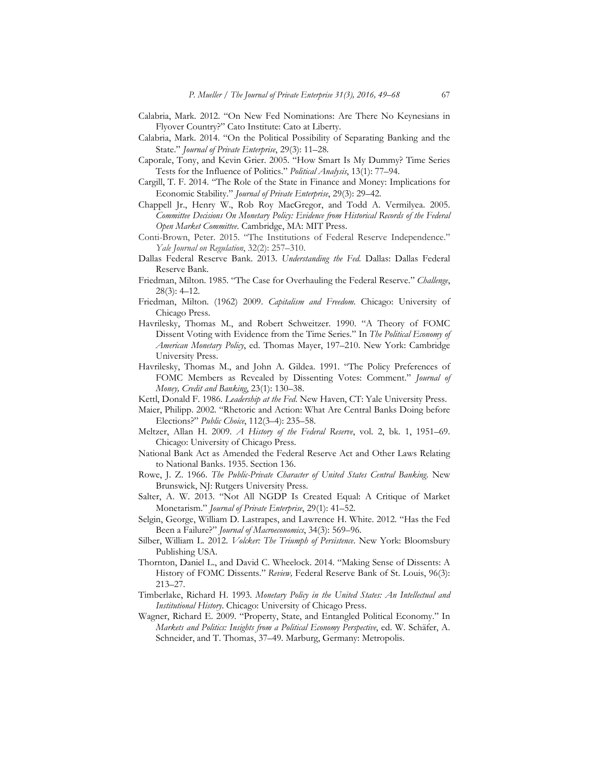Calabria, Mark. 2012. "On New Fed Nominations: Are There No Keynesians in Flyover Country?" Cato Institute: Cato at Liberty.

Calabria, Mark. 2014. "On the Political Possibility of Separating Banking and the State." *Journal of Private Enterprise*, 29(3): 11–28.

Caporale, Tony, and Kevin Grier. 2005. "How Smart Is My Dummy? Time Series Tests for the Influence of Politics." *Political Analysis*, 13(1): 77–94.

Cargill, T. F. 2014. "The Role of the State in Finance and Money: Implications for Economic Stability." *Journal of Private Enterprise*, 29(3): 29–42.

Chappell Jr., Henry W., Rob Roy MacGregor, and Todd A. Vermilyea. 2005. *Committee Decisions On Monetary Policy: Evidence from Historical Records of the Federal Open Market Committee*. Cambridge, MA: MIT Press.

Conti-Brown, Peter. 2015. "The Institutions of Federal Reserve Independence." *Yale Journal on Regulation*, 32(2): 257–310.

Dallas Federal Reserve Bank. 2013. *Understanding the Fed*. Dallas: Dallas Federal Reserve Bank.

Friedman, Milton. 1985. "The Case for Overhauling the Federal Reserve." *Challenge*, 28(3): 4–12.

Friedman, Milton. (1962) 2009. *Capitalism and Freedom*. Chicago: University of Chicago Press.

Havrilesky, Thomas M., and Robert Schweitzer. 1990. "A Theory of FOMC Dissent Voting with Evidence from the Time Series." In *The Political Economy of American Monetary Policy*, ed. Thomas Mayer, 197–210. New York: Cambridge University Press.

Havrilesky, Thomas M., and John A. Gildea. 1991. "The Policy Preferences of FOMC Members as Revealed by Dissenting Votes: Comment." *Journal of Money, Credit and Banking*, 23(1): 130–38.

Kettl, Donald F. 1986. *Leadership at the Fed*. New Haven, CT: Yale University Press.

Maier, Philipp. 2002. "Rhetoric and Action: What Are Central Banks Doing before Elections?" *Public Choice*, 112(3–4): 235–58.

Meltzer, Allan H. 2009. *A History of the Federal Reserve*, vol. 2, bk. 1, 1951–69. Chicago: University of Chicago Press.

National Bank Act as Amended the Federal Reserve Act and Other Laws Relating to National Banks. 1935. Section 136.

Rowe, J. Z. 1966. *The Public-Private Character of United States Central Banking*. New Brunswick, NJ: Rutgers University Press.

Salter, A. W. 2013. "Not All NGDP Is Created Equal: A Critique of Market Monetarism." *Journal of Private Enterprise*, 29(1): 41–52.

Selgin, George, William D. Lastrapes, and Lawrence H. White. 2012. "Has the Fed Been a Failure?" *Journal of Macroeconomics*, 34(3): 569–96.

Silber, William L. 2012. *Volcker: The Triumph of Persistence*. New York: Bloomsbury Publishing USA.

Thornton, Daniel L., and David C. Wheelock. 2014. "Making Sense of Dissents: A History of FOMC Dissents." *Review,* Federal Reserve Bank of St. Louis, 96(3): 213–27.

Timberlake, Richard H. 1993. *Monetary Policy in the United States: An Intellectual and Institutional History*. Chicago: University of Chicago Press.

Wagner, Richard E. 2009. "Property, State, and Entangled Political Economy." In *Markets and Politics: Insights from a Political Economy Perspective*, ed. W. Schäfer, A. Schneider, and T. Thomas, 37–49. Marburg, Germany: Metropolis.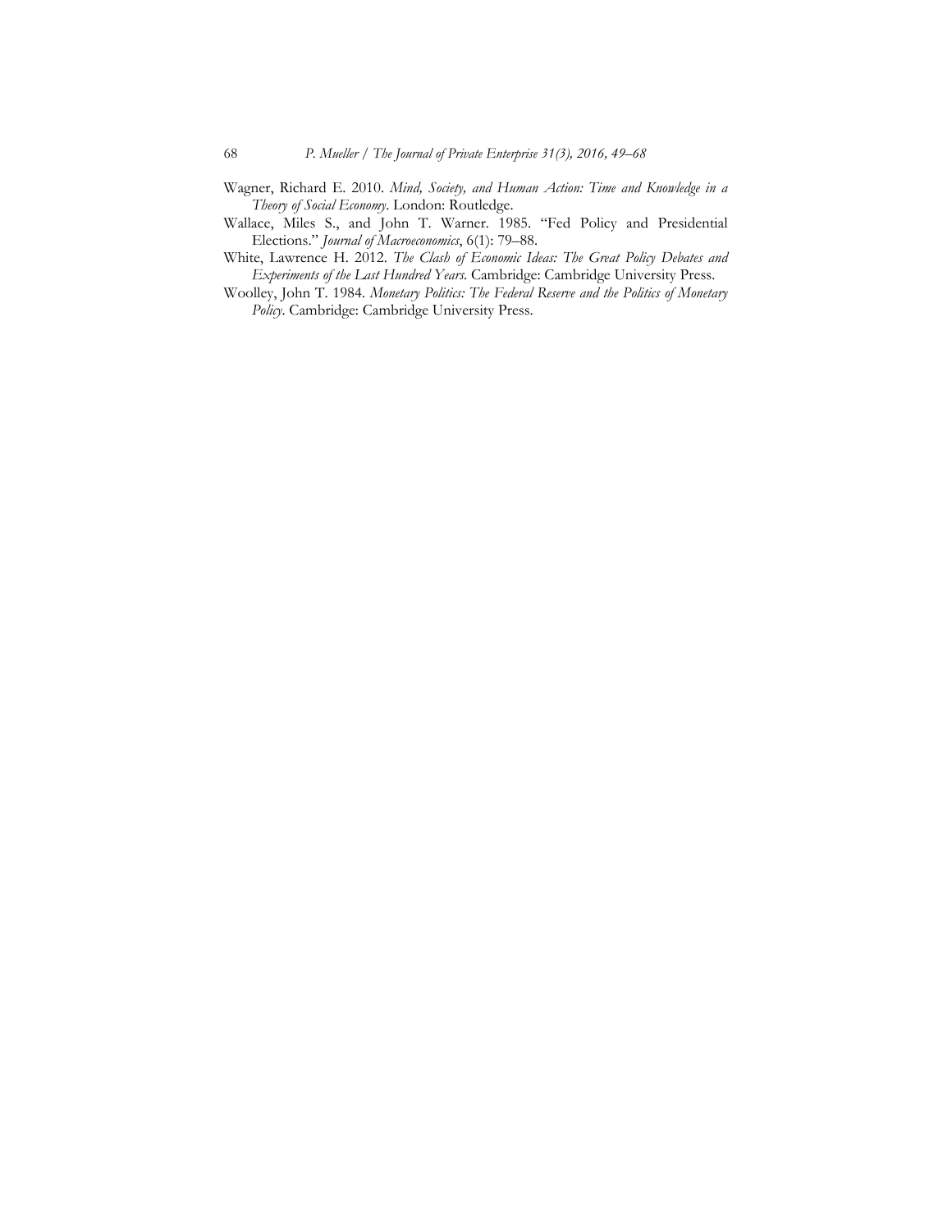Wagner, Richard E. 2010. *Mind, Society, and Human Action: Time and Knowledge in a Theory of Social Economy*. London: Routledge.

Wallace, Miles S., and John T. Warner. 1985. "Fed Policy and Presidential Elections." *Journal of Macroeconomics*, 6(1): 79–88.

White, Lawrence H. 2012. *The Clash of Economic Ideas: The Great Policy Debates and Experiments of the Last Hundred Years*. Cambridge: Cambridge University Press.

Woolley, John T. 1984. *Monetary Politics: The Federal Reserve and the Politics of Monetary Policy*. Cambridge: Cambridge University Press.